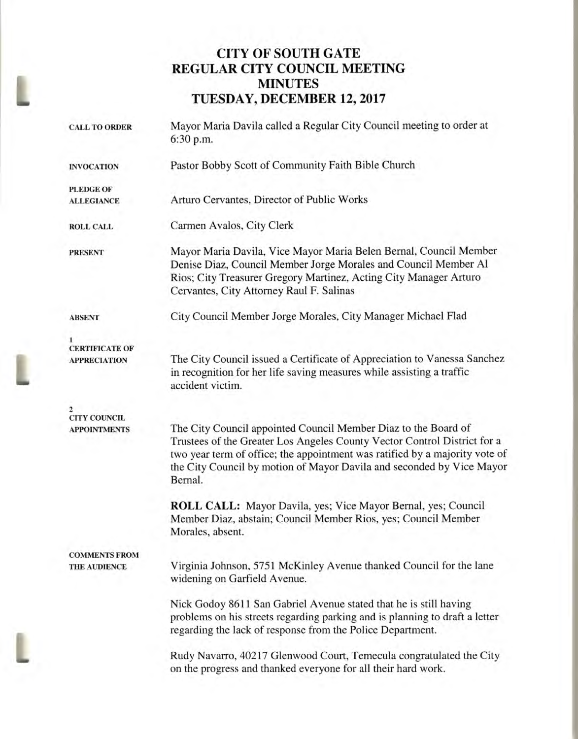# CITY OF SOUTH GATE
# REGULAR CITY COUNCIL MEETING
# MINUTES
# TUESDAY, DECEMBER 12, 2017

**CALL TO ORDER**

Mayor Maria Davila called a Regular City Council meeting to order at 6:30 p.m.

**INVOCATION**

Pastor Bobby Scott of Community Faith Bible Church

**PLEDGE OF ALLEGIANCE**

Arturo Cervantes, Director of Public Works

**ROLL CALL**

Carmen Avalos, City Clerk

**PRESENT**

Mayor Maria Davila, Vice Mayor Maria Belen Bernal, Council Member Denise Diaz, Council Member Jorge Morales and Council Member Al Rios; City Treasurer Gregory Martinez, Acting City Manager Arturo Cervantes, City Attorney Raul F. Salinas

**ABSENT**

City Council Member Jorge Morales, City Manager Michael Flad

**1**
**CERTIFICATE OF APPRECIATION**

The City Council issued a Certificate of Appreciation to Vanessa Sanchez in recognition for her life saving measures while assisting a traffic accident victim.

**2**
**CITY COUNCIL APPOINTMENTS**

The City Council appointed Council Member Diaz to the Board of Trustees of the Greater Los Angeles County Vector Control District for a two year term of office; the appointment was ratified by a majority vote of the City Council by motion of Mayor Davila and seconded by Vice Mayor Bernal.

**ROLL CALL:** Mayor Davila, yes; Vice Mayor Bernal, yes; Council Member Diaz, abstain; Council Member Rios, yes; Council Member Morales, absent.

**COMMENTS FROM THE AUDIENCE**

Virginia Johnson, 5751 McKinley Avenue thanked Council for the lane widening on Garfield Avenue.

Nick Godoy 8611 San Gabriel Avenue stated that he is still having problems on his streets regarding parking and is planning to draft a letter regarding the lack of response from the Police Department.

Rudy Navarro, 40217 Glenwood Court, Temecula congratulated the City on the progress and thanked everyone for all their hard work.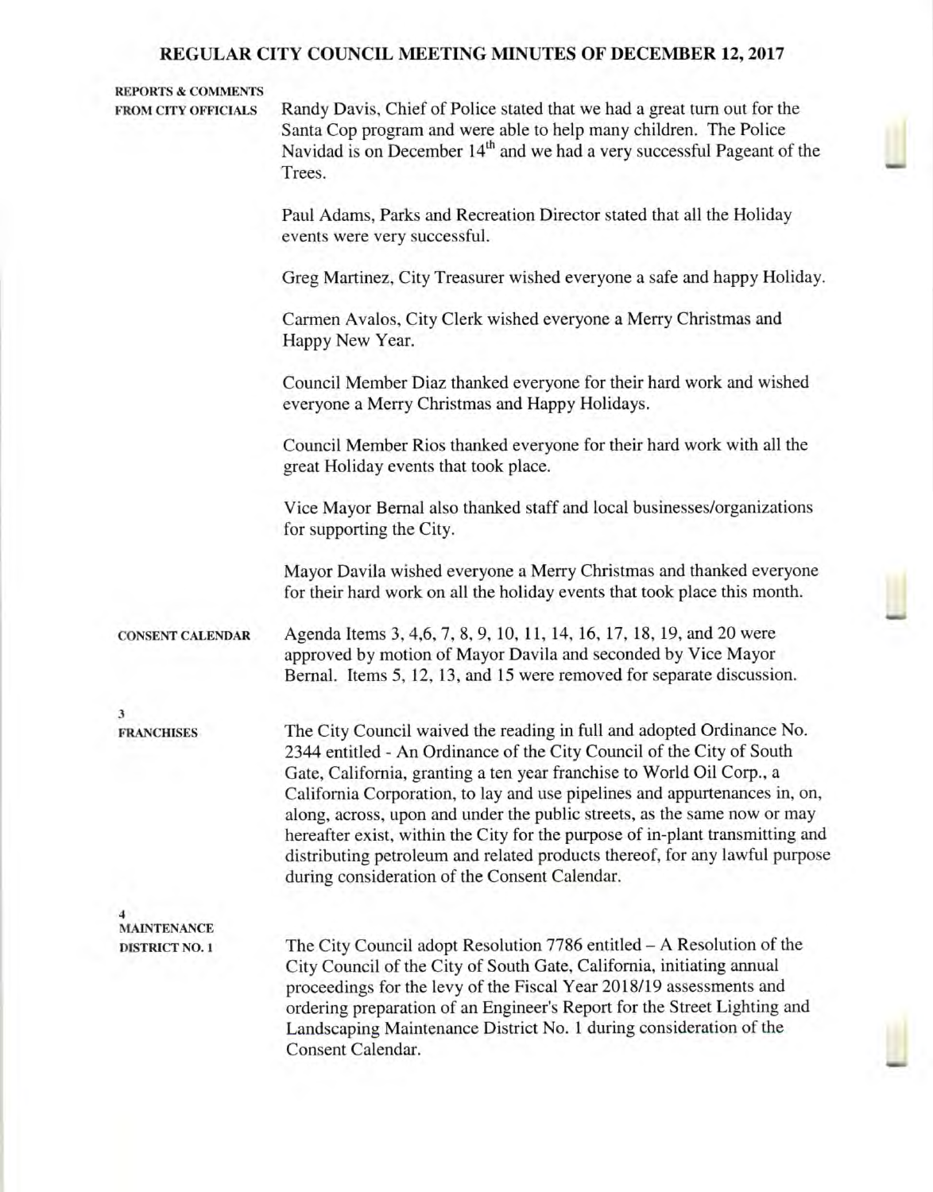# REGULAR CITY COUNCIL MEETING MINUTES OF DECEMBER 12, 2017

**REPORTS & COMMENTS FROM CITY OFFICIALS**

Randy Davis, Chief of Police stated that we had a great turn out for the Santa Cop program and were able to help many children. The Police Navidad is on December 14th and we had a very successful Pageant of the Trees.

Paul Adams, Parks and Recreation Director stated that all the Holiday events were very successful.

Greg Martinez, City Treasurer wished everyone a safe and happy Holiday.

Carmen Avalos, City Clerk wished everyone a Merry Christmas and Happy New Year.

Council Member Diaz thanked everyone for their hard work and wished everyone a Merry Christmas and Happy Holidays.

Council Member Rios thanked everyone for their hard work with all the great Holiday events that took place.

Vice Mayor Bernal also thanked staff and local businesses/organizations for supporting the City.

Mayor Davila wished everyone a Merry Christmas and thanked everyone for their hard work on all the holiday events that took place this month.

**CONSENT CALENDAR**

Agenda Items 3, 4,6, 7, 8, 9, 10, 11, 14, 16, 17, 18, 19, and 20 were approved by motion of Mayor Davila and seconded by Vice Mayor Bernal. Items 5, 12, 13, and 15 were removed for separate discussion.

**3**
**FRANCHISES**

The City Council waived the reading in full and adopted Ordinance No. 2344 entitled - An Ordinance of the City Council of the City of South Gate, California, granting a ten year franchise to World Oil Corp., a California Corporation, to lay and use pipelines and appurtenances in, on, along, across, upon and under the public streets, as the same now or may hereafter exist, within the City for the purpose of in-plant transmitting and distributing petroleum and related products thereof, for any lawful purpose during consideration of the Consent Calendar.

**4**
**MAINTENANCE DISTRICT NO. 1**

The City Council adopt Resolution 7786 entitled – A Resolution of the City Council of the City of South Gate, California, initiating annual proceedings for the levy of the Fiscal Year 2018/19 assessments and ordering preparation of an Engineer's Report for the Street Lighting and Landscaping Maintenance District No. 1 during consideration of the Consent Calendar.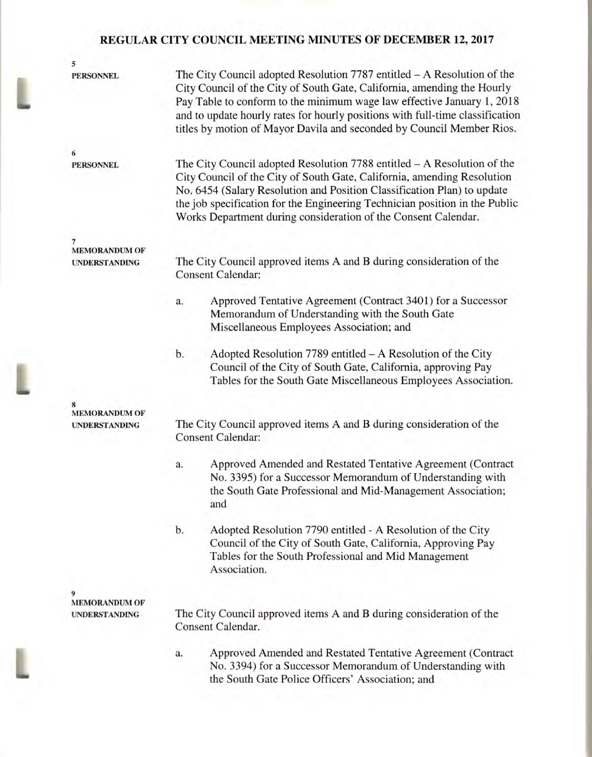## REGULAR CITY COUNCIL MEETING MINUTES OF DECEMBER 12, 2017

**5**
**PERSONNEL**

The City Council adopted Resolution 7787 entitled – A Resolution of the City Council of the City of South Gate, California, amending the Hourly Pay Table to conform to the minimum wage law effective January 1, 2018 and to update hourly rates for hourly positions with full-time classification titles by motion of Mayor Davila and seconded by Council Member Rios.

**6**
**PERSONNEL**

The City Council adopted Resolution 7788 entitled – A Resolution of the City Council of the City of South Gate, California, amending Resolution No. 6454 (Salary Resolution and Position Classification Plan) to update the job specification for the Engineering Technician position in the Public Works Department during consideration of the Consent Calendar.

**7**
**MEMORANDUM OF UNDERSTANDING**

The City Council approved items A and B during consideration of the Consent Calendar:

a. Approved Tentative Agreement (Contract 3401) for a Successor Memorandum of Understanding with the South Gate Miscellaneous Employees Association; and

b. Adopted Resolution 7789 entitled – A Resolution of the City Council of the City of South Gate, California, approving Pay Tables for the South Gate Miscellaneous Employees Association.

**8**
**MEMORANDUM OF UNDERSTANDING**

The City Council approved items A and B during consideration of the Consent Calendar:

a. Approved Amended and Restated Tentative Agreement (Contract No. 3395) for a Successor Memorandum of Understanding with the South Gate Professional and Mid-Management Association; and

b. Adopted Resolution 7790 entitled - A Resolution of the City Council of the City of South Gate, California, Approving Pay Tables for the South Professional and Mid Management Association.

**9**
**MEMORANDUM OF UNDERSTANDING**

The City Council approved items A and B during consideration of the Consent Calendar.

a. Approved Amended and Restated Tentative Agreement (Contract No. 3394) for a Successor Memorandum of Understanding with the South Gate Police Officers' Association; and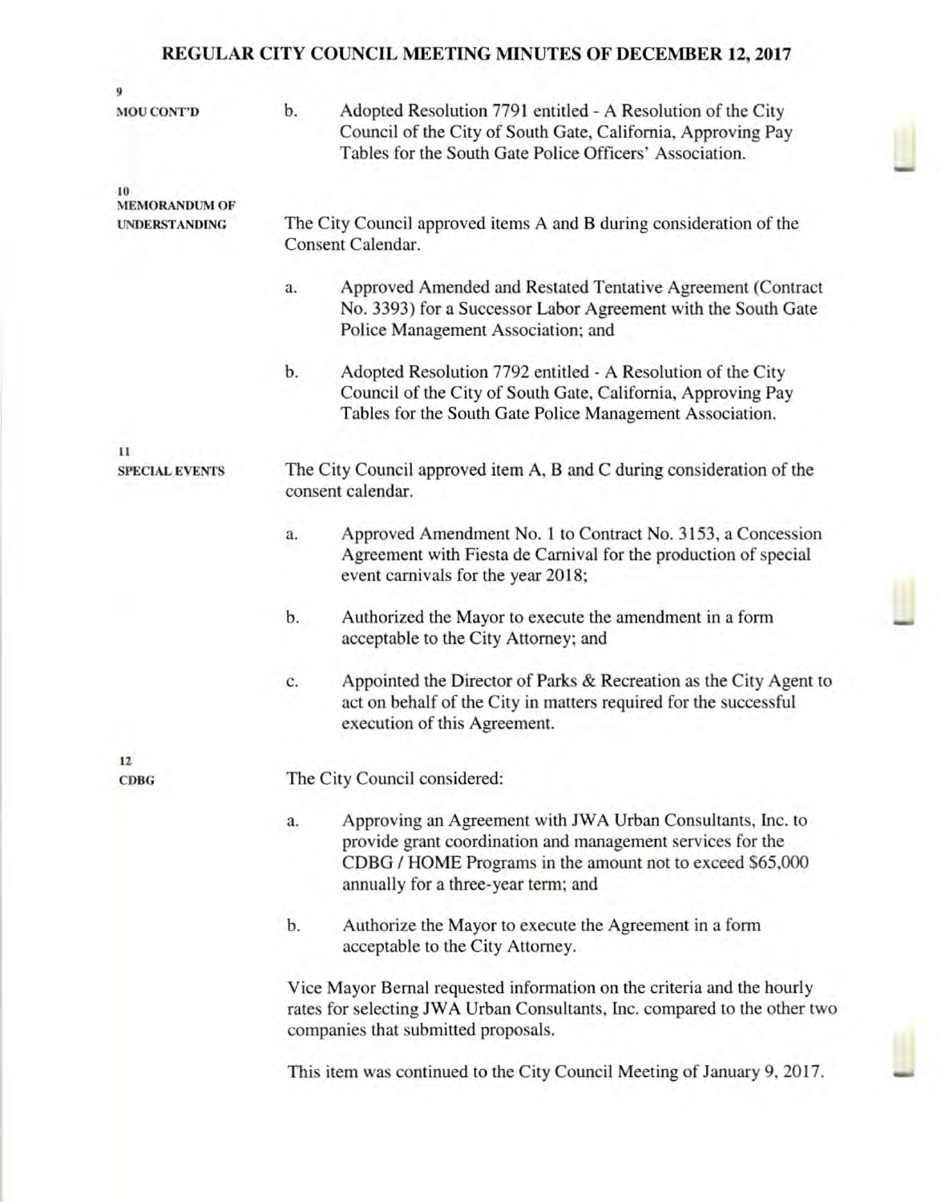**REGULAR CITY COUNCIL MEETING MINUTES OF DECEMBER 12, 2017**

**9**
**MOU CONT'D**

b. Adopted Resolution 7791 entitled - A Resolution of the City Council of the City of South Gate, California, Approving Pay Tables for the South Gate Police Officers' Association.

**10**
**MEMORANDUM OF UNDERSTANDING**

The City Council approved items A and B during consideration of the Consent Calendar.

a. Approved Amended and Restated Tentative Agreement (Contract No. 3393) for a Successor Labor Agreement with the South Gate Police Management Association; and

b. Adopted Resolution 7792 entitled - A Resolution of the City Council of the City of South Gate, California, Approving Pay Tables for the South Gate Police Management Association.

**11**
**SPECIAL EVENTS**

The City Council approved item A, B and C during consideration of the consent calendar.

a. Approved Amendment No. 1 to Contract No. 3153, a Concession Agreement with Fiesta de Carnival for the production of special event carnivals for the year 2018;

b. Authorized the Mayor to execute the amendment in a form acceptable to the City Attorney; and

c. Appointed the Director of Parks & Recreation as the City Agent to act on behalf of the City in matters required for the successful execution of this Agreement.

**12**
**CDBG**

The City Council considered:

a. Approving an Agreement with JWA Urban Consultants, Inc. to provide grant coordination and management services for the CDBG / HOME Programs in the amount not to exceed $65,000 annually for a three-year term; and

b. Authorize the Mayor to execute the Agreement in a form acceptable to the City Attorney.

Vice Mayor Bernal requested information on the criteria and the hourly rates for selecting JWA Urban Consultants, Inc. compared to the other two companies that submitted proposals.

This item was continued to the City Council Meeting of January 9, 2017.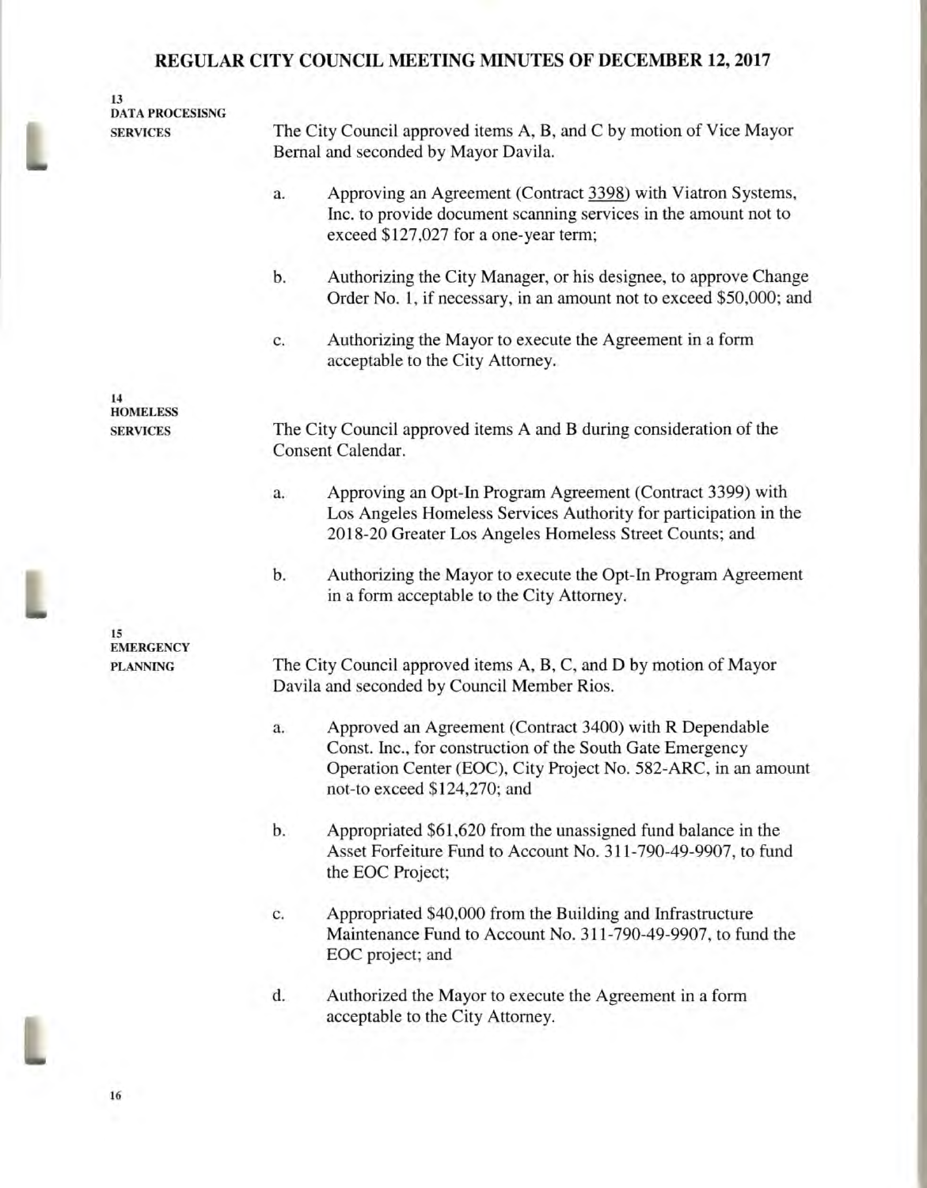**13**
**DATA PROCESISNG SERVICES**

The City Council approved items A, B, and C by motion of Vice Mayor Bernal and seconded by Mayor Davila.

a. Approving an Agreement (Contract 3398) with Viatron Systems, Inc. to provide document scanning services in the amount not to exceed $127,027 for a one-year term;

b. Authorizing the City Manager, or his designee, to approve Change Order No. 1, if necessary, in an amount not to exceed $50,000; and

c. Authorizing the Mayor to execute the Agreement in a form acceptable to the City Attorney.

**14**
**HOMELESS SERVICES**

The City Council approved items A and B during consideration of the Consent Calendar.

a. Approving an Opt-In Program Agreement (Contract 3399) with Los Angeles Homeless Services Authority for participation in the 2018-20 Greater Los Angeles Homeless Street Counts; and

b. Authorizing the Mayor to execute the Opt-In Program Agreement in a form acceptable to the City Attorney.

**15**
**EMERGENCY PLANNING**

The City Council approved items A, B, C, and D by motion of Mayor Davila and seconded by Council Member Rios.

a. Approved an Agreement (Contract 3400) with R Dependable Const. Inc., for construction of the South Gate Emergency Operation Center (EOC), City Project No. 582-ARC, in an amount not-to exceed $124,270; and

b. Appropriated $61,620 from the unassigned fund balance in the Asset Forfeiture Fund to Account No. 311-790-49-9907, to fund the EOC Project;

c. Appropriated $40,000 from the Building and Infrastructure Maintenance Fund to Account No. 311-790-49-9907, to fund the EOC project; and

d. Authorized the Mayor to execute the Agreement in a form acceptable to the City Attorney.

**16**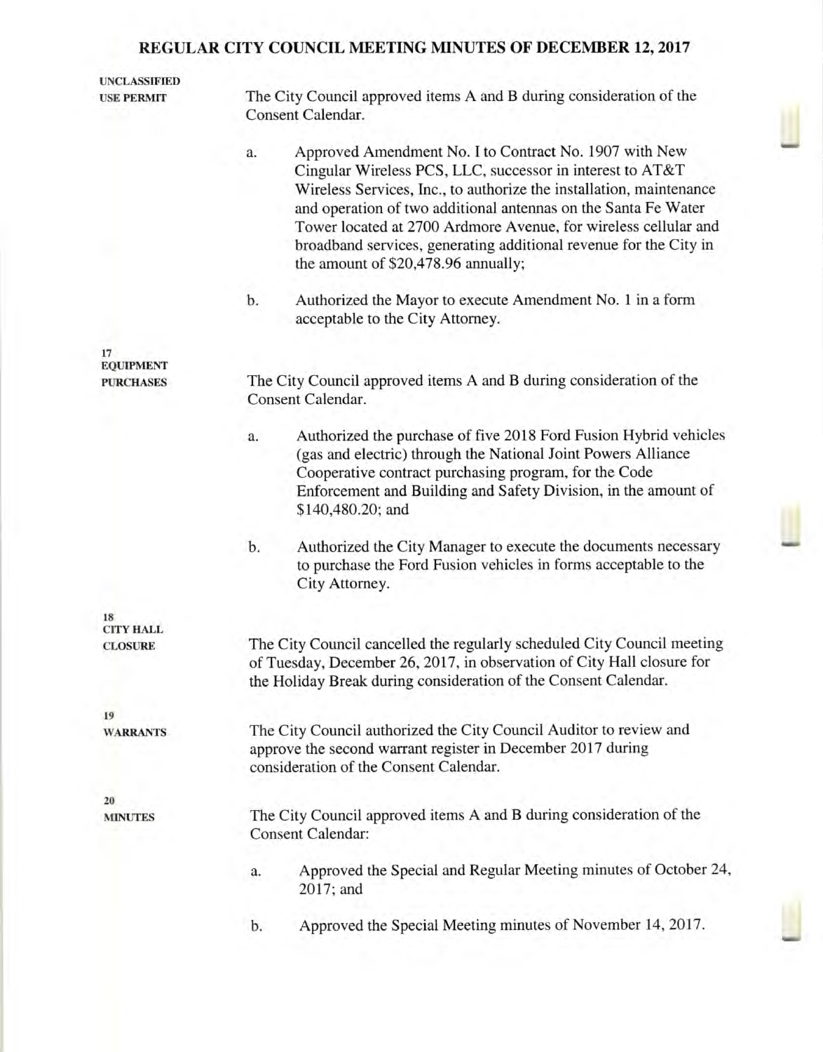# REGULAR CITY COUNCIL MEETING MINUTES OF DECEMBER 12, 2017

**UNCLASSIFIED USE PERMIT**

The City Council approved items A and B during consideration of the Consent Calendar.

a. Approved Amendment No. I to Contract No. 1907 with New Cingular Wireless PCS, LLC, successor in interest to AT&T Wireless Services, Inc., to authorize the installation, maintenance and operation of two additional antennas on the Santa Fe Water Tower located at 2700 Ardmore Avenue, for wireless cellular and broadband services, generating additional revenue for the City in the amount of $20,478.96 annually;

b. Authorized the Mayor to execute Amendment No. 1 in a form acceptable to the City Attorney.

**17 EQUIPMENT PURCHASES**

The City Council approved items A and B during consideration of the Consent Calendar.

a. Authorized the purchase of five 2018 Ford Fusion Hybrid vehicles (gas and electric) through the National Joint Powers Alliance Cooperative contract purchasing program, for the Code Enforcement and Building and Safety Division, in the amount of $140,480.20; and

b. Authorized the City Manager to execute the documents necessary to purchase the Ford Fusion vehicles in forms acceptable to the City Attorney.

**18 CITY HALL CLOSURE**

The City Council cancelled the regularly scheduled City Council meeting of Tuesday, December 26, 2017, in observation of City Hall closure for the Holiday Break during consideration of the Consent Calendar.

**19 WARRANTS**

The City Council authorized the City Council Auditor to review and approve the second warrant register in December 2017 during consideration of the Consent Calendar.

**20 MINUTES**

The City Council approved items A and B during consideration of the Consent Calendar:

a. Approved the Special and Regular Meeting minutes of October 24, 2017; and

b. Approved the Special Meeting minutes of November 14, 2017.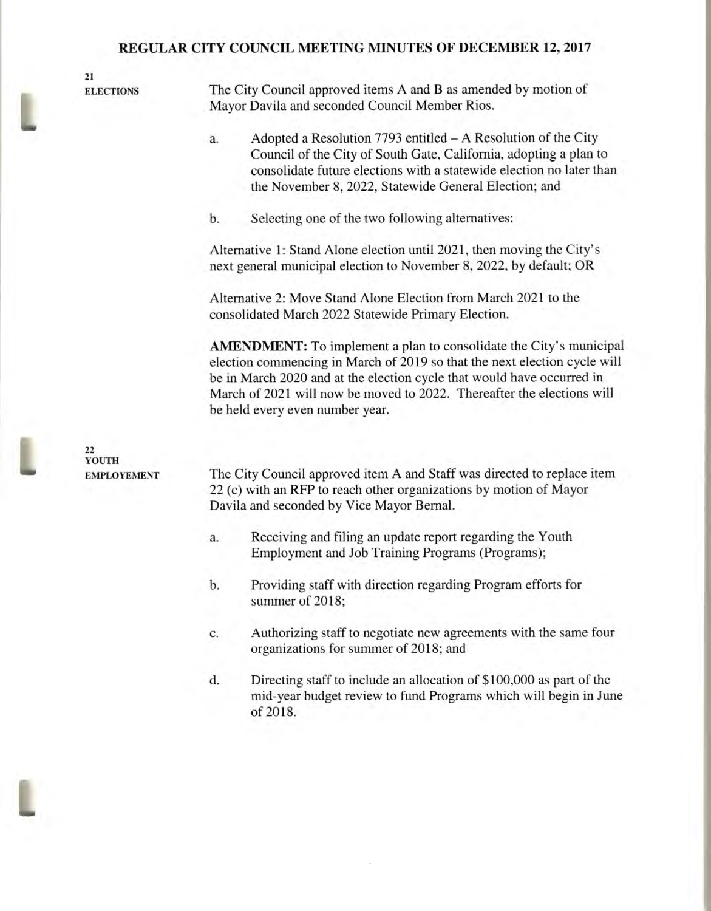# REGULAR CITY COUNCIL MEETING MINUTES OF DECEMBER 12, 2017

**21**
**ELECTIONS**

The City Council approved items A and B as amended by motion of Mayor Davila and seconded Council Member Rios.

a. Adopted a Resolution 7793 entitled – A Resolution of the City Council of the City of South Gate, California, adopting a plan to consolidate future elections with a statewide election no later than the November 8, 2022, Statewide General Election; and

b. Selecting one of the two following alternatives:

Alternative 1: Stand Alone election until 2021, then moving the City's next general municipal election to November 8, 2022, by default; OR

Alternative 2: Move Stand Alone Election from March 2021 to the consolidated March 2022 Statewide Primary Election.

**AMENDMENT:** To implement a plan to consolidate the City's municipal election commencing in March of 2019 so that the next election cycle will be in March 2020 and at the election cycle that would have occurred in March of 2021 will now be moved to 2022. Thereafter the elections will be held every even number year.

**22**
**YOUTH EMPLOYEMENT**

The City Council approved item A and Staff was directed to replace item 22 (c) with an RFP to reach other organizations by motion of Mayor Davila and seconded by Vice Mayor Bernal.

a. Receiving and filing an update report regarding the Youth Employment and Job Training Programs (Programs);

b. Providing staff with direction regarding Program efforts for summer of 2018;

c. Authorizing staff to negotiate new agreements with the same four organizations for summer of 2018; and

d. Directing staff to include an allocation of $100,000 as part of the mid-year budget review to fund Programs which will begin in June of 2018.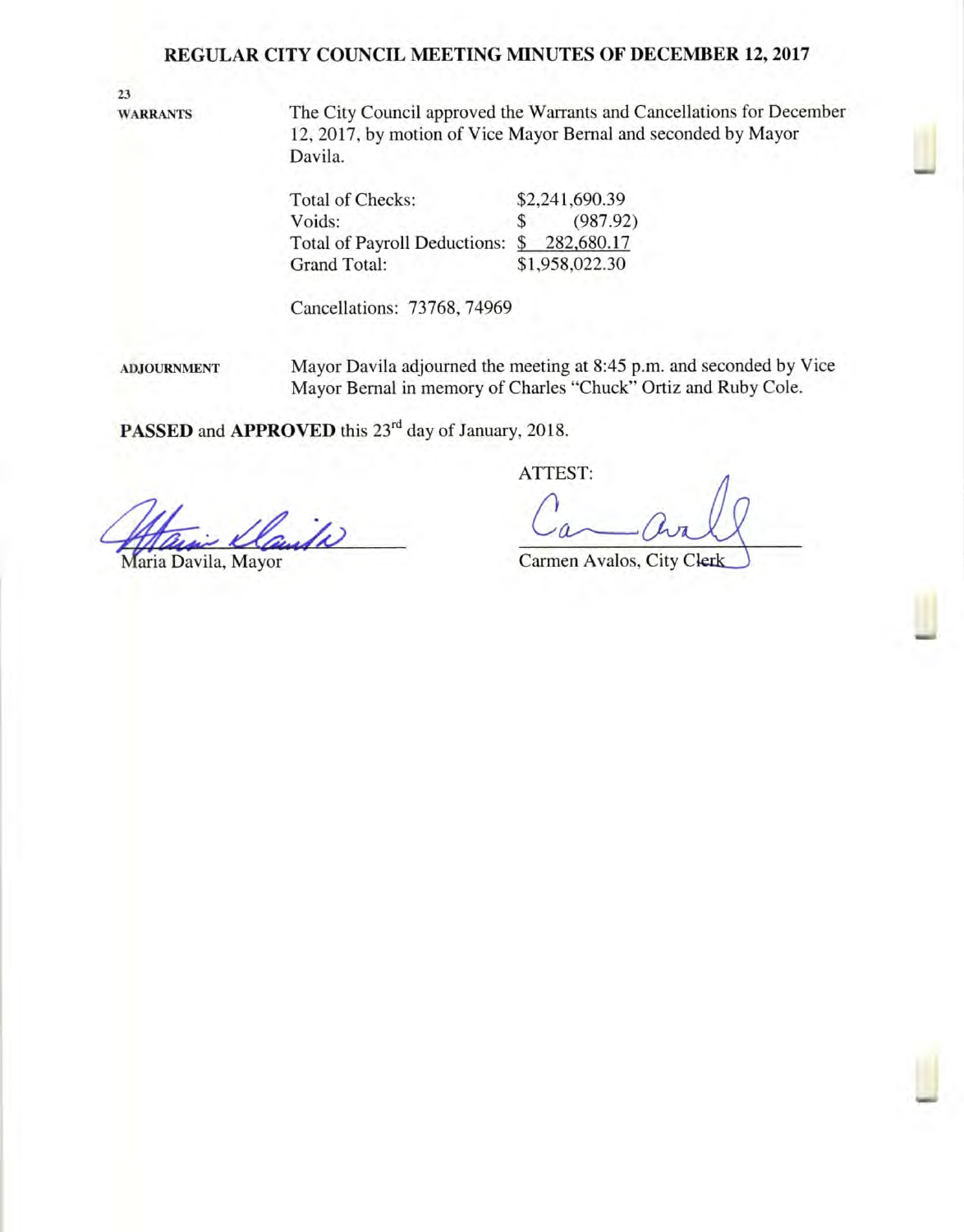## REGULAR CITY COUNCIL MEETING MINUTES OF DECEMBER 12, 2017

23

**WARRANTS**

The City Council approved the Warrants and Cancellations for December 12, 2017, by motion of Vice Mayor Bernal and seconded by Mayor Davila.

| | |
|---|---|
| Total of Checks: | $2,241,690.39 |
| Voids: | $ (987.92) |
| Total of Payroll Deductions: | $ 282,680.17 |
| Grand Total: | $1,958,022.30 |

Cancellations: 73768, 74969

**ADJOURNMENT**

Mayor Davila adjourned the meeting at 8:45 p.m. and seconded by Vice Mayor Bernal in memory of Charles "Chuck" Ortiz and Ruby Cole.

**PASSED** and **APPROVED** this 23rd day of January, 2018.

ATTEST:

Maria Davila, Mayor

Carmen Avalos, City Clerk